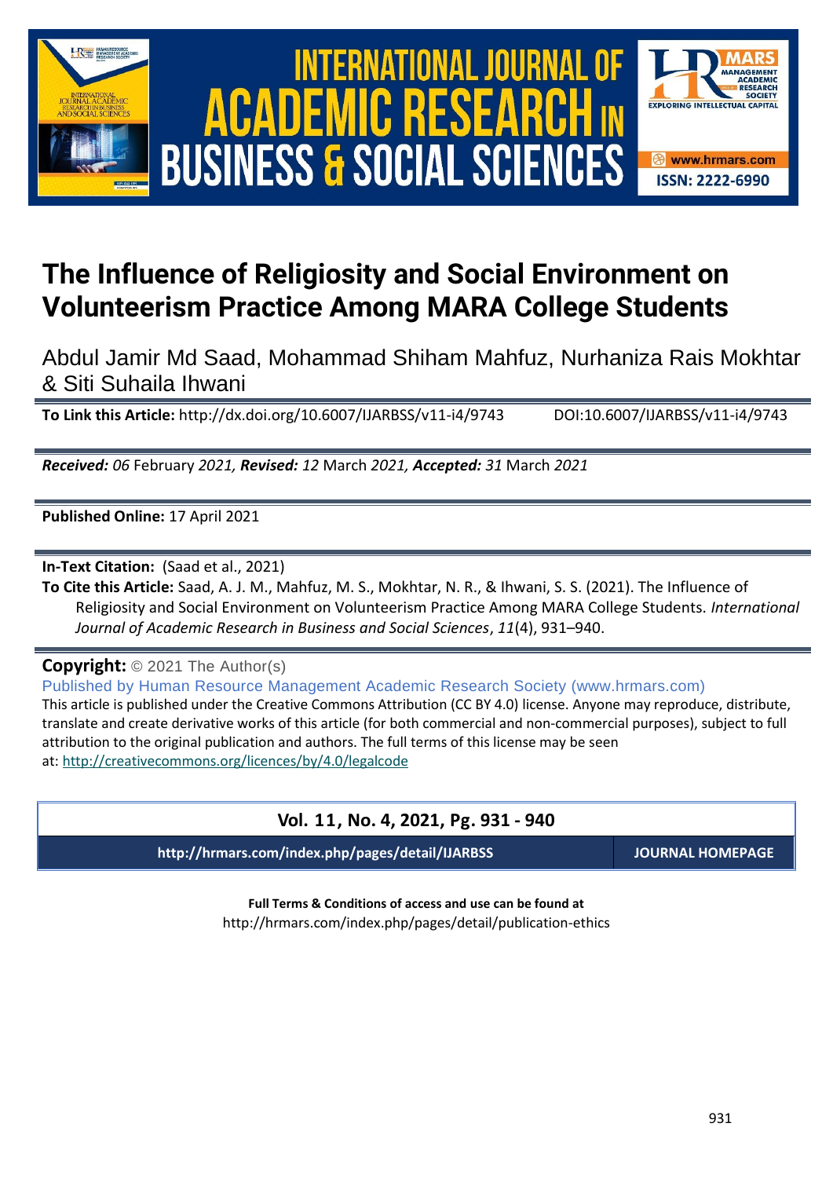# The Influence of Religiosity and Social Environment on Volunteerism Practice Among MARA College Students

Abdul Jamir Md Saad, Mohammad Shiham Mahfuz, Nurhaniza Rais Mokhtar & Siti Suhaila Ihwani

**To Link this Article:** http://dx.doi.org/10.6007/IJARBSS/v11-i4/9743 DOI:10.6007/IJARBSS/v11-i4/9743

***Received:** 06* February *2021, **Revised:** 12* March *2021, **Accepted:** 31* March *2021*

**Published Online:** 17 April 2021

**In-Text Citation:** (Saad et al., 2021)

**To Cite this Article:** Saad, A. J. M., Mahfuz, M. S., Mokhtar, N. R., & Ihwani, S. S. (2021). The Influence of Religiosity and Social Environment on Volunteerism Practice Among MARA College Students. *International Journal of Academic Research in Business and Social Sciences*, *11*(4), 931–940.

**Copyright:** © 2021 The Author(s)

Published by Human Resource Management Academic Research Society (www.hrmars.com)

This article is published under the Creative Commons Attribution (CC BY 4.0) license. Anyone may reproduce, distribute, translate and create derivative works of this article (for both commercial and non-commercial purposes), subject to full attribution to the original publication and authors. The full terms of this license may be seen at: http://creativecommons.org/licences/by/4.0/legalcode

**Vol. 11, No. 4, 2021, Pg. 931 - 940**

**http://hrmars.com/index.php/pages/detail/IJARBSS** | **JOURNAL HOMEPAGE**

**Full Terms & Conditions of access and use can be found at**

http://hrmars.com/index.php/pages/detail/publication-ethics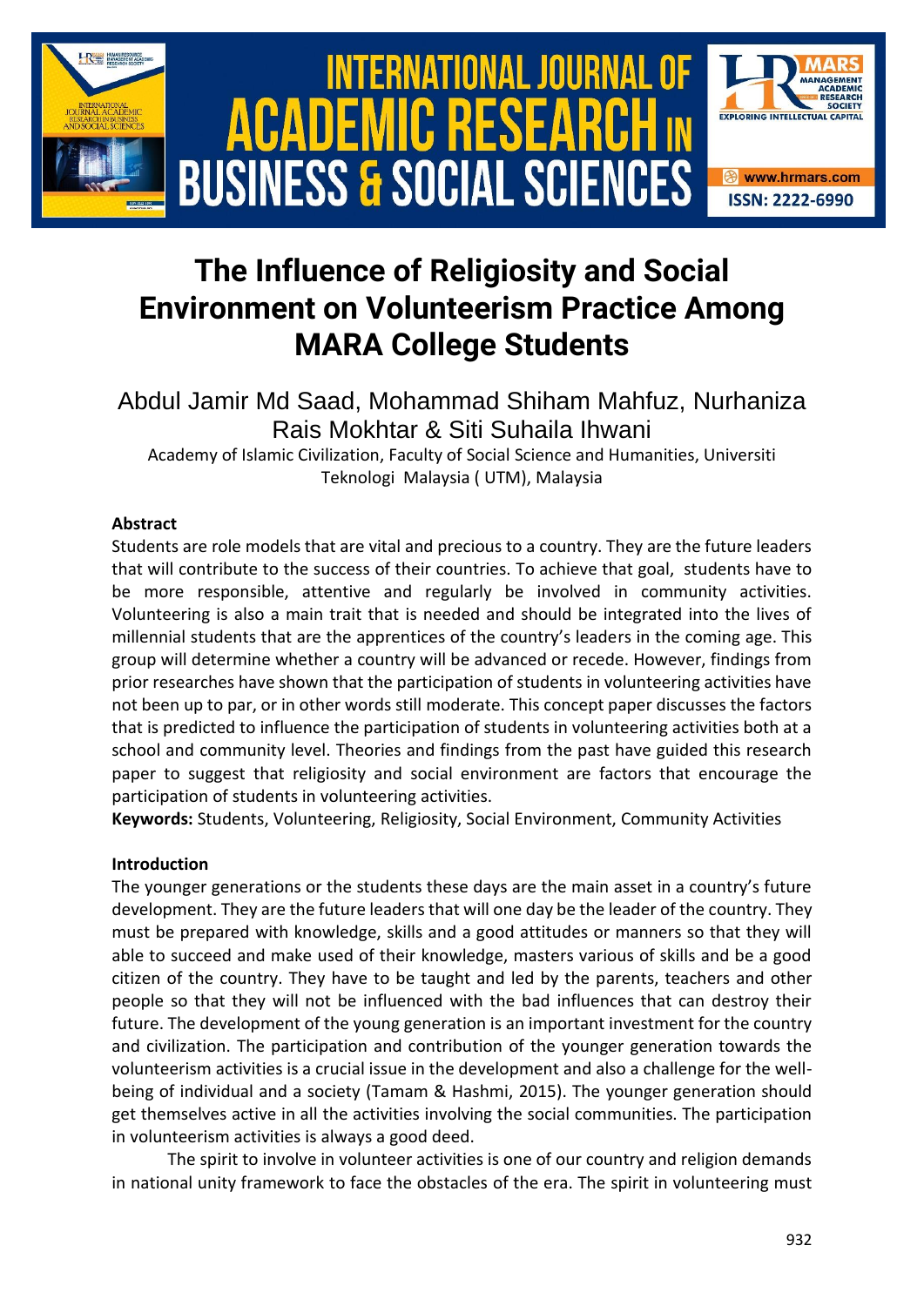# The Influence of Religiosity and Social Environment on Volunteerism Practice Among MARA College Students

Abdul Jamir Md Saad, Mohammad Shiham Mahfuz, Nurhaniza Rais Mokhtar & Siti Suhaila Ihwani

Academy of Islamic Civilization, Faculty of Social Science and Humanities, Universiti Teknologi Malaysia ( UTM), Malaysia

### Abstract

Students are role models that are vital and precious to a country. They are the future leaders that will contribute to the success of their countries. To achieve that goal, students have to be more responsible, attentive and regularly be involved in community activities. Volunteering is also a main trait that is needed and should be integrated into the lives of millennial students that are the apprentices of the country's leaders in the coming age. This group will determine whether a country will be advanced or recede. However, findings from prior researches have shown that the participation of students in volunteering activities have not been up to par, or in other words still moderate. This concept paper discusses the factors that is predicted to influence the participation of students in volunteering activities both at a school and community level. Theories and findings from the past have guided this research paper to suggest that religiosity and social environment are factors that encourage the participation of students in volunteering activities.

**Keywords:** Students, Volunteering, Religiosity, Social Environment, Community Activities

### Introduction

The younger generations or the students these days are the main asset in a country's future development. They are the future leaders that will one day be the leader of the country. They must be prepared with knowledge, skills and a good attitudes or manners so that they will able to succeed and make used of their knowledge, masters various of skills and be a good citizen of the country. They have to be taught and led by the parents, teachers and other people so that they will not be influenced with the bad influences that can destroy their future. The development of the young generation is an important investment for the country and civilization. The participation and contribution of the younger generation towards the volunteerism activities is a crucial issue in the development and also a challenge for the well-being of individual and a society (Tamam & Hashmi, 2015). The younger generation should get themselves active in all the activities involving the social communities. The participation in volunteerism activities is always a good deed.

The spirit to involve in volunteer activities is one of our country and religion demands in national unity framework to face the obstacles of the era. The spirit in volunteering must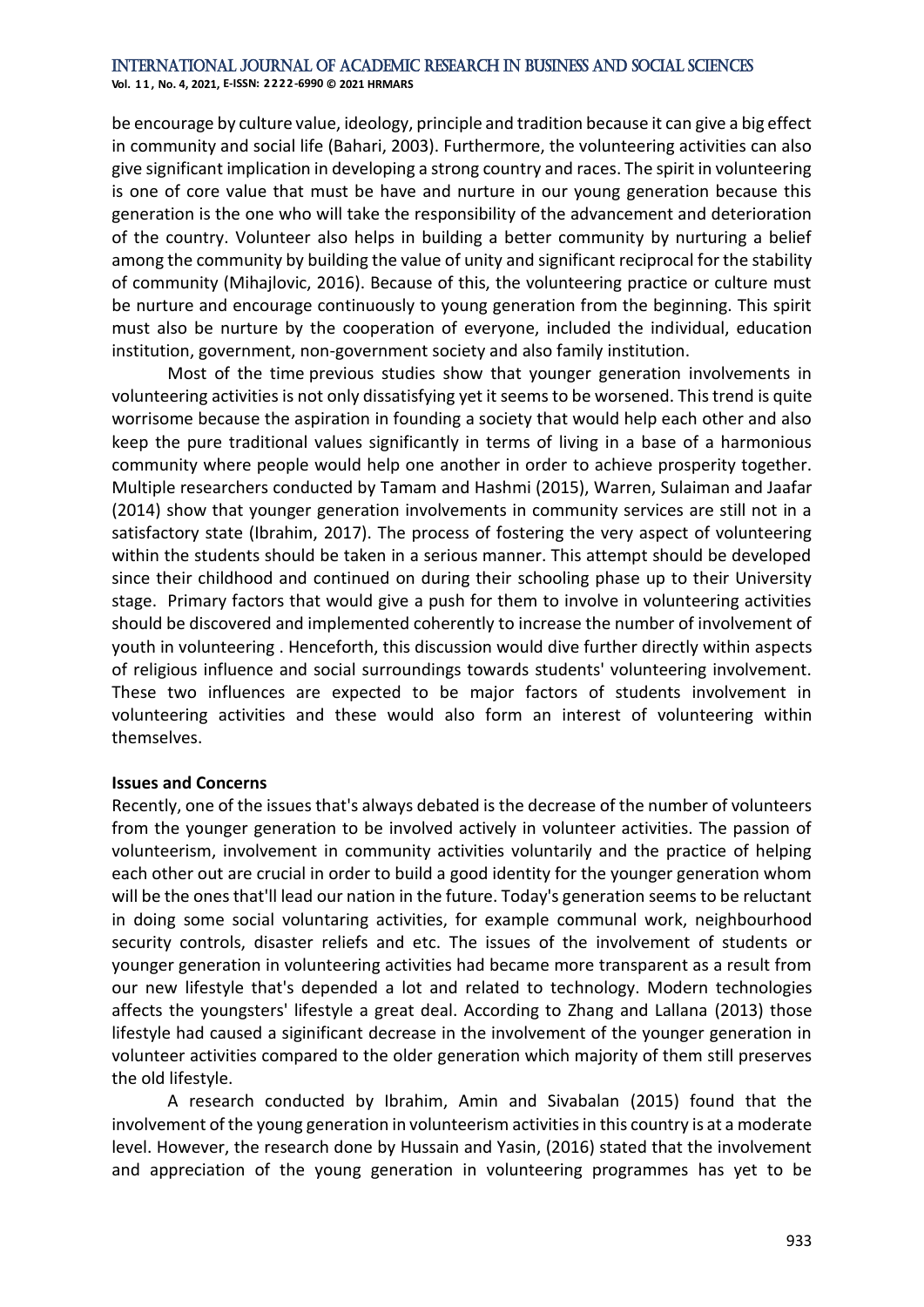be encourage by culture value, ideology, principle and tradition because it can give a big effect in community and social life (Bahari, 2003). Furthermore, the volunteering activities can also give significant implication in developing a strong country and races. The spirit in volunteering is one of core value that must be have and nurture in our young generation because this generation is the one who will take the responsibility of the advancement and deterioration of the country. Volunteer also helps in building a better community by nurturing a belief among the community by building the value of unity and significant reciprocal for the stability of community (Mihajlovic, 2016). Because of this, the volunteering practice or culture must be nurture and encourage continuously to young generation from the beginning. This spirit must also be nurture by the cooperation of everyone, included the individual, education institution, government, non-government society and also family institution.

Most of the time previous studies show that younger generation involvements in volunteering activities is not only dissatisfying yet it seems to be worsened. This trend is quite worrisome because the aspiration in founding a society that would help each other and also keep the pure traditional values significantly in terms of living in a base of a harmonious community where people would help one another in order to achieve prosperity together. Multiple researchers conducted by Tamam and Hashmi (2015), Warren, Sulaiman and Jaafar (2014) show that younger generation involvements in community services are still not in a satisfactory state (Ibrahim, 2017). The process of fostering the very aspect of volunteering within the students should be taken in a serious manner. This attempt should be developed since their childhood and continued on during their schooling phase up to their University stage. Primary factors that would give a push for them to involve in volunteering activities should be discovered and implemented coherently to increase the number of involvement of youth in volunteering . Henceforth, this discussion would dive further directly within aspects of religious influence and social surroundings towards students' volunteering involvement. These two influences are expected to be major factors of students involvement in volunteering activities and these would also form an interest of volunteering within themselves.

**Issues and Concerns**

Recently, one of the issues that's always debated is the decrease of the number of volunteers from the younger generation to be involved actively in volunteer activities. The passion of volunteerism, involvement in community activities voluntarily and the practice of helping each other out are crucial in order to build a good identity for the younger generation whom will be the ones that'll lead our nation in the future. Today's generation seems to be reluctant in doing some social voluntaring activities, for example communal work, neighbourhood security controls, disaster reliefs and etc. The issues of the involvement of students or younger generation in volunteering activities had became more transparent as a result from our new lifestyle that's depended a lot and related to technology. Modern technologies affects the youngsters' lifestyle a great deal. According to Zhang and Lallana (2013) those lifestyle had caused a siginificant decrease in the involvement of the younger generation in volunteer activities compared to the older generation which majority of them still preserves the old lifestyle.

A research conducted by Ibrahim, Amin and Sivabalan (2015) found that the involvement of the young generation in volunteerism activities in this country is at a moderate level. However, the research done by Hussain and Yasin, (2016) stated that the involvement and appreciation of the young generation in volunteering programmes has yet to be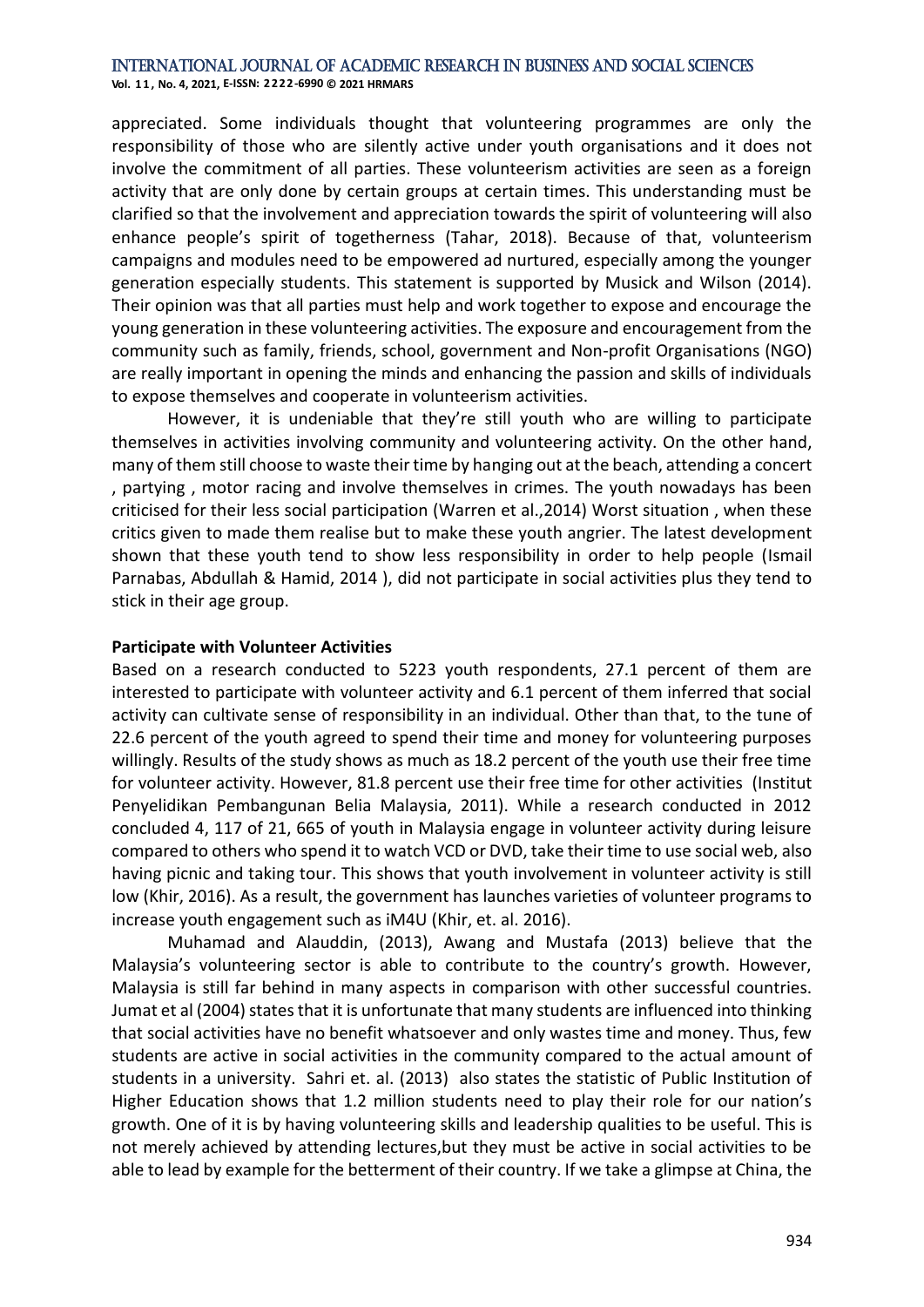appreciated. Some individuals thought that volunteering programmes are only the responsibility of those who are silently active under youth organisations and it does not involve the commitment of all parties. These volunteerism activities are seen as a foreign activity that are only done by certain groups at certain times. This understanding must be clarified so that the involvement and appreciation towards the spirit of volunteering will also enhance people's spirit of togetherness (Tahar, 2018). Because of that, volunteerism campaigns and modules need to be empowered ad nurtured, especially among the younger generation especially students. This statement is supported by Musick and Wilson (2014). Their opinion was that all parties must help and work together to expose and encourage the young generation in these volunteering activities. The exposure and encouragement from the community such as family, friends, school, government and Non-profit Organisations (NGO) are really important in opening the minds and enhancing the passion and skills of individuals to expose themselves and cooperate in volunteerism activities.

However, it is undeniable that they're still youth who are willing to participate themselves in activities involving community and volunteering activity. On the other hand, many of them still choose to waste their time by hanging out at the beach, attending a concert , partying , motor racing and involve themselves in crimes. The youth nowadays has been criticised for their less social participation (Warren et al.,2014) Worst situation , when these critics given to made them realise but to make these youth angrier. The latest development shown that these youth tend to show less responsibility in order to help people (Ismail Parnabas, Abdullah & Hamid, 2014 ), did not participate in social activities plus they tend to stick in their age group.

**Participate with Volunteer Activities**

Based on a research conducted to 5223 youth respondents, 27.1 percent of them are interested to participate with volunteer activity and 6.1 percent of them inferred that social activity can cultivate sense of responsibility in an individual. Other than that, to the tune of 22.6 percent of the youth agreed to spend their time and money for volunteering purposes willingly. Results of the study shows as much as 18.2 percent of the youth use their free time for volunteer activity. However, 81.8 percent use their free time for other activities (Institut Penyelidikan Pembangunan Belia Malaysia, 2011). While a research conducted in 2012 concluded 4, 117 of 21, 665 of youth in Malaysia engage in volunteer activity during leisure compared to others who spend it to watch VCD or DVD, take their time to use social web, also having picnic and taking tour. This shows that youth involvement in volunteer activity is still low (Khir, 2016). As a result, the government has launches varieties of volunteer programs to increase youth engagement such as iM4U (Khir, et. al. 2016).

Muhamad and Alauddin, (2013), Awang and Mustafa (2013) believe that the Malaysia's volunteering sector is able to contribute to the country's growth. However, Malaysia is still far behind in many aspects in comparison with other successful countries. Jumat et al (2004) states that it is unfortunate that many students are influenced into thinking that social activities have no benefit whatsoever and only wastes time and money. Thus, few students are active in social activities in the community compared to the actual amount of students in a university. Sahri et. al. (2013) also states the statistic of Public Institution of Higher Education shows that 1.2 million students need to play their role for our nation's growth. One of it is by having volunteering skills and leadership qualities to be useful. This is not merely achieved by attending lectures,but they must be active in social activities to be able to lead by example for the betterment of their country. If we take a glimpse at China, the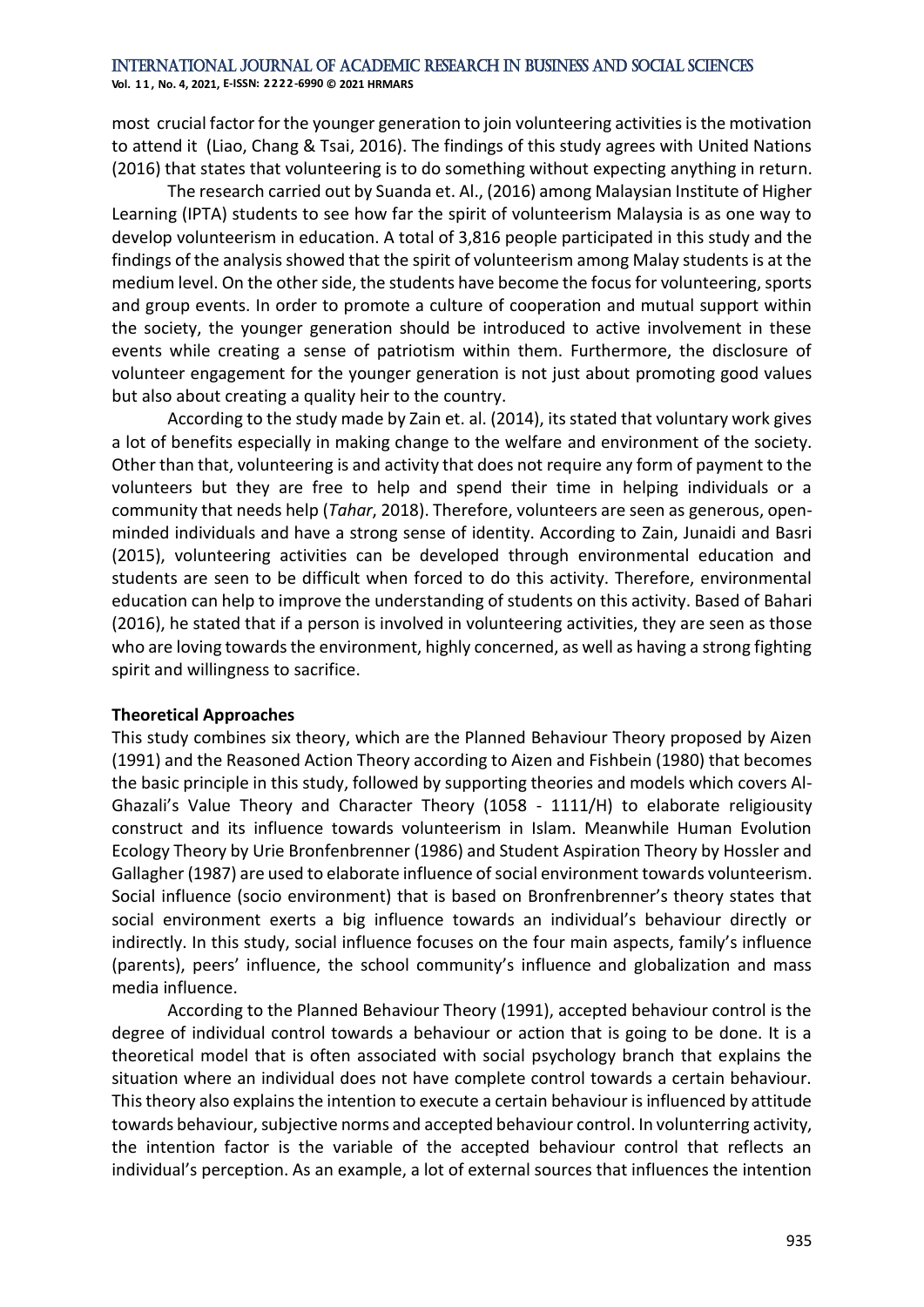most crucial factor for the younger generation to join volunteering activities is the motivation to attend it (Liao, Chang & Tsai, 2016). The findings of this study agrees with United Nations (2016) that states that volunteering is to do something without expecting anything in return.

The research carried out by Suanda et. Al., (2016) among Malaysian Institute of Higher Learning (IPTA) students to see how far the spirit of volunteerism Malaysia is as one way to develop volunteerism in education. A total of 3,816 people participated in this study and the findings of the analysis showed that the spirit of volunteerism among Malay students is at the medium level. On the other side, the students have become the focus for volunteering, sports and group events. In order to promote a culture of cooperation and mutual support within the society, the younger generation should be introduced to active involvement in these events while creating a sense of patriotism within them. Furthermore, the disclosure of volunteer engagement for the younger generation is not just about promoting good values but also about creating a quality heir to the country.

According to the study made by Zain et. al. (2014), its stated that voluntary work gives a lot of benefits especially in making change to the welfare and environment of the society. Other than that, volunteering is and activity that does not require any form of payment to the volunteers but they are free to help and spend their time in helping individuals or a community that needs help (*Tahar*, 2018). Therefore, volunteers are seen as generous, open-minded individuals and have a strong sense of identity. According to Zain, Junaidi and Basri (2015), volunteering activities can be developed through environmental education and students are seen to be difficult when forced to do this activity. Therefore, environmental education can help to improve the understanding of students on this activity. Based of Bahari (2016), he stated that if a person is involved in volunteering activities, they are seen as those who are loving towards the environment, highly concerned, as well as having a strong fighting spirit and willingness to sacrifice.

**Theoretical Approaches**

This study combines six theory, which are the Planned Behaviour Theory proposed by Aizen (1991) and the Reasoned Action Theory according to Aizen and Fishbein (1980) that becomes the basic principle in this study, followed by supporting theories and models which covers Al-Ghazali's Value Theory and Character Theory (1058 - 1111/H) to elaborate religiousity construct and its influence towards volunteerism in Islam. Meanwhile Human Evolution Ecology Theory by Urie Bronfenbrenner (1986) and Student Aspiration Theory by Hossler and Gallagher (1987) are used to elaborate influence of social environment towards volunteerism. Social influence (socio environment) that is based on Bronfrenbrenner's theory states that social environment exerts a big influence towards an individual's behaviour directly or indirectly. In this study, social influence focuses on the four main aspects, family's influence (parents), peers' influence, the school community's influence and globalization and mass media influence.

According to the Planned Behaviour Theory (1991), accepted behaviour control is the degree of individual control towards a behaviour or action that is going to be done. It is a theoretical model that is often associated with social psychology branch that explains the situation where an individual does not have complete control towards a certain behaviour. This theory also explains the intention to execute a certain behaviour is influenced by attitude towards behaviour, subjective norms and accepted behaviour control. In volunterring activity, the intention factor is the variable of the accepted behaviour control that reflects an individual's perception. As an example, a lot of external sources that influences the intention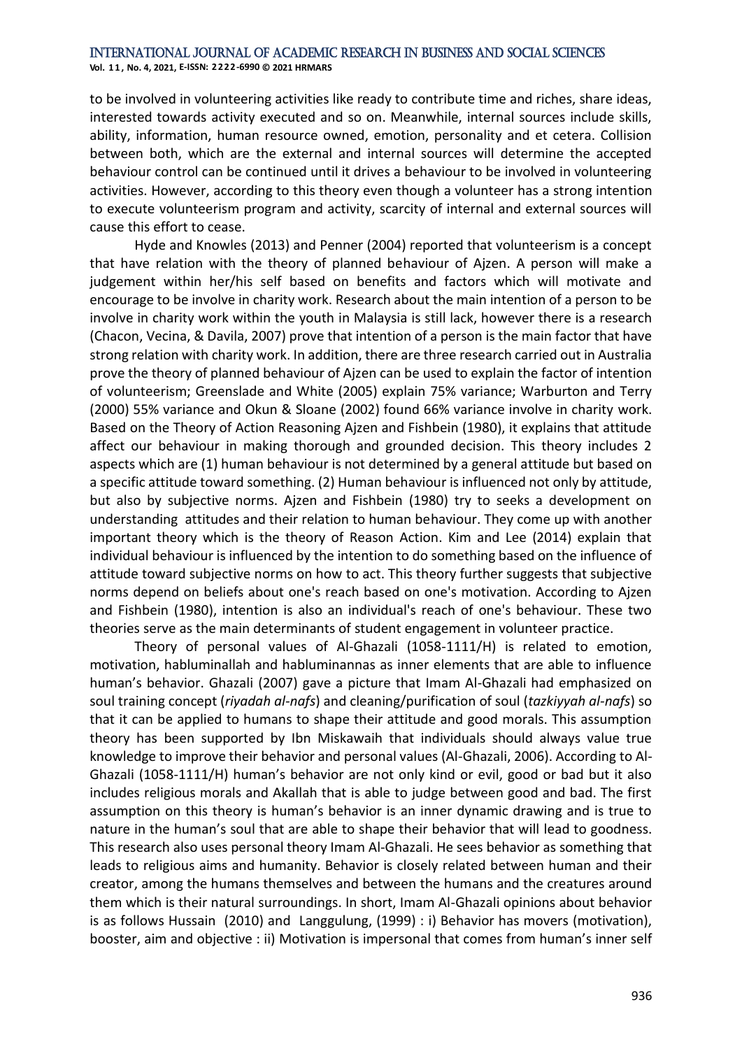to be involved in volunteering activities like ready to contribute time and riches, share ideas, interested towards activity executed and so on. Meanwhile, internal sources include skills, ability, information, human resource owned, emotion, personality and et cetera. Collision between both, which are the external and internal sources will determine the accepted behaviour control can be continued until it drives a behaviour to be involved in volunteering activities. However, according to this theory even though a volunteer has a strong intention to execute volunteerism program and activity, scarcity of internal and external sources will cause this effort to cease.

Hyde and Knowles (2013) and Penner (2004) reported that volunteerism is a concept that have relation with the theory of planned behaviour of Ajzen. A person will make a judgement within her/his self based on benefits and factors which will motivate and encourage to be involve in charity work. Research about the main intention of a person to be involve in charity work within the youth in Malaysia is still lack, however there is a research (Chacon, Vecina, & Davila, 2007) prove that intention of a person is the main factor that have strong relation with charity work. In addition, there are three research carried out in Australia prove the theory of planned behaviour of Ajzen can be used to explain the factor of intention of volunteerism; Greenslade and White (2005) explain 75% variance; Warburton and Terry (2000) 55% variance and Okun & Sloane (2002) found 66% variance involve in charity work. Based on the Theory of Action Reasoning Ajzen and Fishbein (1980), it explains that attitude affect our behaviour in making thorough and grounded decision. This theory includes 2 aspects which are (1) human behaviour is not determined by a general attitude but based on a specific attitude toward something. (2) Human behaviour is influenced not only by attitude, but also by subjective norms. Ajzen and Fishbein (1980) try to seeks a development on understanding attitudes and their relation to human behaviour. They come up with another important theory which is the theory of Reason Action. Kim and Lee (2014) explain that individual behaviour is influenced by the intention to do something based on the influence of attitude toward subjective norms on how to act. This theory further suggests that subjective norms depend on beliefs about one's reach based on one's motivation. According to Ajzen and Fishbein (1980), intention is also an individual's reach of one's behaviour. These two theories serve as the main determinants of student engagement in volunteer practice.

Theory of personal values of Al-Ghazali (1058-1111/H) is related to emotion, motivation, habluminallah and habluminannas as inner elements that are able to influence human's behavior. Ghazali (2007) gave a picture that Imam Al-Ghazali had emphasized on soul training concept (*riyadah al-nafs*) and cleaning/purification of soul (*tazkiyyah al-nafs*) so that it can be applied to humans to shape their attitude and good morals. This assumption theory has been supported by Ibn Miskawaih that individuals should always value true knowledge to improve their behavior and personal values (Al-Ghazali, 2006). According to Al-Ghazali (1058-1111/H) human's behavior are not only kind or evil, good or bad but it also includes religious morals and Akallah that is able to judge between good and bad. The first assumption on this theory is human's behavior is an inner dynamic drawing and is true to nature in the human's soul that are able to shape their behavior that will lead to goodness. This research also uses personal theory Imam Al-Ghazali. He sees behavior as something that leads to religious aims and humanity. Behavior is closely related between human and their creator, among the humans themselves and between the humans and the creatures around them which is their natural surroundings. In short, Imam Al-Ghazali opinions about behavior is as follows Hussain (2010) and Langgulung, (1999) : i) Behavior has movers (motivation), booster, aim and objective : ii) Motivation is impersonal that comes from human's inner self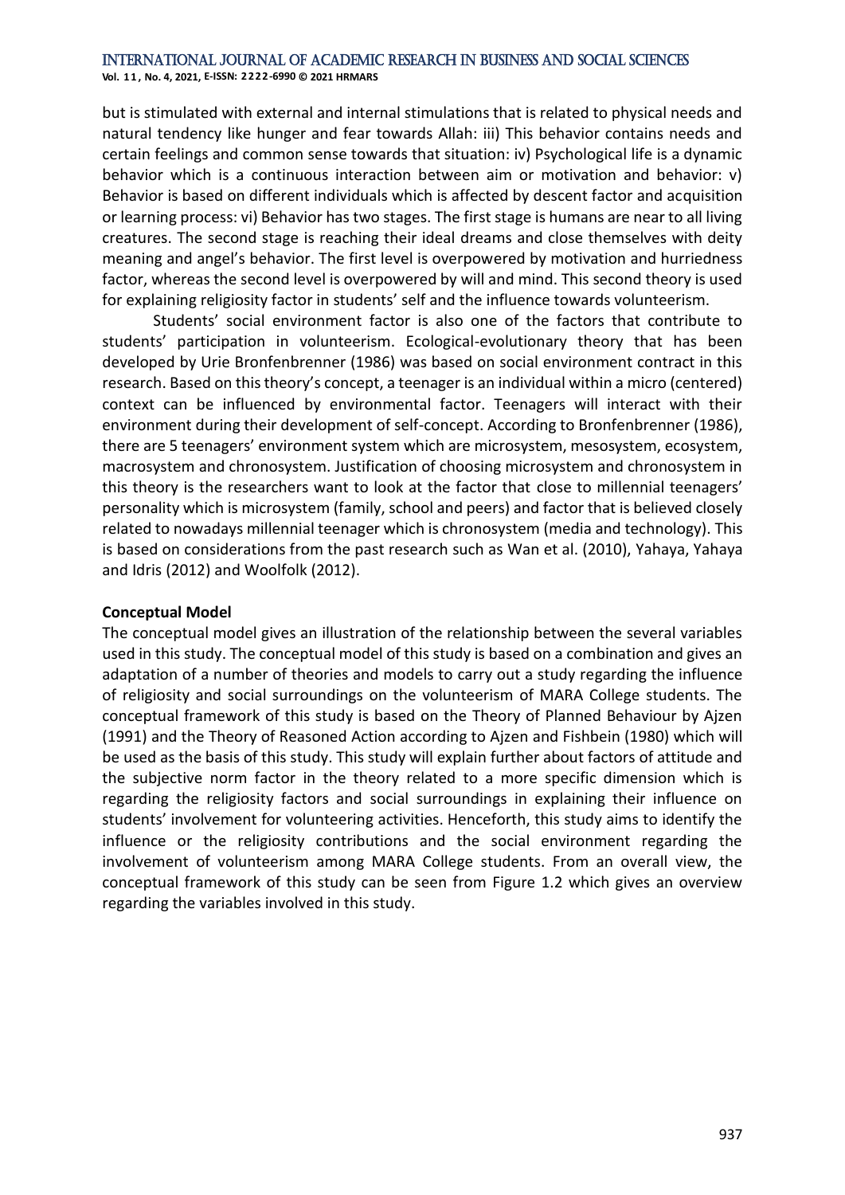but is stimulated with external and internal stimulations that is related to physical needs and natural tendency like hunger and fear towards Allah: iii) This behavior contains needs and certain feelings and common sense towards that situation: iv) Psychological life is a dynamic behavior which is a continuous interaction between aim or motivation and behavior: v) Behavior is based on different individuals which is affected by descent factor and acquisition or learning process: vi) Behavior has two stages. The first stage is humans are near to all living creatures. The second stage is reaching their ideal dreams and close themselves with deity meaning and angel's behavior. The first level is overpowered by motivation and hurriedness factor, whereas the second level is overpowered by will and mind. This second theory is used for explaining religiosity factor in students' self and the influence towards volunteerism.

Students' social environment factor is also one of the factors that contribute to students' participation in volunteerism. Ecological-evolutionary theory that has been developed by Urie Bronfenbrenner (1986) was based on social environment contract in this research. Based on this theory's concept, a teenager is an individual within a micro (centered) context can be influenced by environmental factor. Teenagers will interact with their environment during their development of self-concept. According to Bronfenbrenner (1986), there are 5 teenagers' environment system which are microsystem, mesosystem, ecosystem, macrosystem and chronosystem. Justification of choosing microsystem and chronosystem in this theory is the researchers want to look at the factor that close to millennial teenagers' personality which is microsystem (family, school and peers) and factor that is believed closely related to nowadays millennial teenager which is chronosystem (media and technology). This is based on considerations from the past research such as Wan et al. (2010), Yahaya, Yahaya and Idris (2012) and Woolfolk (2012).

**Conceptual Model**

The conceptual model gives an illustration of the relationship between the several variables used in this study. The conceptual model of this study is based on a combination and gives an adaptation of a number of theories and models to carry out a study regarding the influence of religiosity and social surroundings on the volunteerism of MARA College students. The conceptual framework of this study is based on the Theory of Planned Behaviour by Ajzen (1991) and the Theory of Reasoned Action according to Ajzen and Fishbein (1980) which will be used as the basis of this study. This study will explain further about factors of attitude and the subjective norm factor in the theory related to a more specific dimension which is regarding the religiosity factors and social surroundings in explaining their influence on students' involvement for volunteering activities. Henceforth, this study aims to identify the influence or the religiosity contributions and the social environment regarding the involvement of volunteerism among MARA College students. From an overall view, the conceptual framework of this study can be seen from Figure 1.2 which gives an overview regarding the variables involved in this study.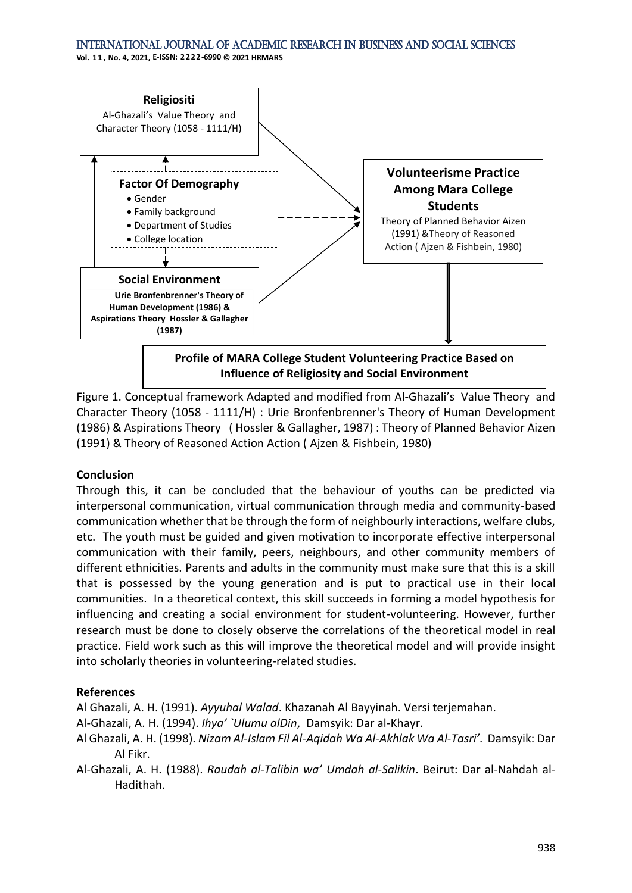**Religiositi**

Al-Ghazali's Value Theory and Character Theory (1058 - 1111/H)

**Factor Of Demography**

- Gender
- Family background
- Department of Studies
- College location

**Social Environment**

**Urie Bronfenbrenner's Theory of Human Development (1986) & Aspirations Theory Hossler & Gallagher (1987)**

**Volunteerisme Practice Among Mara College Students**

Theory of Planned Behavior Aizen (1991) &Theory of Reasoned Action ( Ajzen & Fishbein, 1980)

**Profile of MARA College Student Volunteering Practice Based on Influence of Religiosity and Social Environment**

Figure 1. Conceptual framework Adapted and modified from Al-Ghazali's Value Theory and Character Theory (1058 - 1111/H) : Urie Bronfenbrenner's Theory of Human Development (1986) & Aspirations Theory ( Hossler & Gallagher, 1987) : Theory of Planned Behavior Aizen (1991) & Theory of Reasoned Action Action ( Ajzen & Fishbein, 1980)

## Conclusion

Through this, it can be concluded that the behaviour of youths can be predicted via interpersonal communication, virtual communication through media and community-based communication whether that be through the form of neighbourly interactions, welfare clubs, etc. The youth must be guided and given motivation to incorporate effective interpersonal communication with their family, peers, neighbours, and other community members of different ethnicities. Parents and adults in the community must make sure that this is a skill that is possessed by the young generation and is put to practical use in their local communities. In a theoretical context, this skill succeeds in forming a model hypothesis for influencing and creating a social environment for student-volunteering. However, further research must be done to closely observe the correlations of the theoretical model in real practice. Field work such as this will improve the theoretical model and will provide insight into scholarly theories in volunteering-related studies.

## References

Al Ghazali, A. H. (1991). *Ayyuhal Walad*. Khazanah Al Bayyinah. Versi terjemahan.

Al-Ghazali, A. H. (1994). *Ihya' `Ulumu alDin*, Damsyik: Dar al-Khayr.

Al Ghazali, A. H. (1998). *Nizam Al-Islam Fil Al-Aqidah Wa Al-Akhlak Wa Al-Tasri'*. Damsyik: Dar Al Fikr.

Al-Ghazali, A. H. (1988). *Raudah al-Talibin wa' Umdah al-Salikin*. Beirut: Dar al-Nahdah al-Hadithah.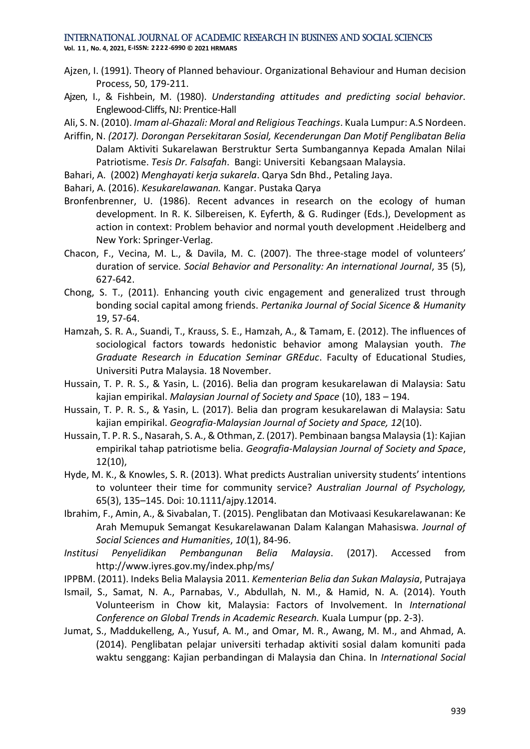Ajzen, I. (1991). Theory of Planned behaviour. Organizational Behaviour and Human decision Process, 50, 179-211.

Ajzen, I., & Fishbein, M. (1980). *Understanding attitudes and predicting social behavior*. Englewood-Cliffs, NJ: Prentice-Hall

Ali, S. N. (2010). *Imam al-Ghazali: Moral and Religious Teachings*. Kuala Lumpur: A.S Nordeen.

Ariffin, N. *(2017). Dorongan Persekitaran Sosial, Kecenderungan Dan Motif Penglibatan Belia* Dalam Aktiviti Sukarelawan Berstruktur Serta Sumbangannya Kepada Amalan Nilai Patriotisme. *Tesis Dr. Falsafah*. Bangi: Universiti Kebangsaan Malaysia.

Bahari, A. (2002) *Menghayati kerja sukarela*. Qarya Sdn Bhd., Petaling Jaya.

Bahari, A. (2016). *Kesukarelawanan.* Kangar. Pustaka Qarya

Bronfenbrenner, U. (1986). Recent advances in research on the ecology of human development. In R. K. Silbereisen, K. Eyferth, & G. Rudinger (Eds.), Development as action in context: Problem behavior and normal youth development .Heidelberg and New York: Springer-Verlag.

Chacon, F., Vecina, M. L., & Davila, M. C. (2007). The three-stage model of volunteers' duration of service*. Social Behavior and Personality: An international Journal*, 35 (5), 627-642.

Chong, S. T., (2011). Enhancing youth civic engagement and generalized trust through bonding social capital among friends. *Pertanika Journal of Social Sicence & Humanity* 19, 57-64.

Hamzah, S. R. A., Suandi, T., Krauss, S. E., Hamzah, A., & Tamam, E. (2012). The influences of sociological factors towards hedonistic behavior among Malaysian youth. *The Graduate Research in Education Seminar GREduc*. Faculty of Educational Studies, Universiti Putra Malaysia. 18 November.

Hussain, T. P. R. S., & Yasin, L. (2016). Belia dan program kesukarelawan di Malaysia: Satu kajian empirikal. *Malaysian Journal of Society and Space* (10), 183 – 194.

Hussain, T. P. R. S., & Yasin, L. (2017). Belia dan program kesukarelawan di Malaysia: Satu kajian empirikal. *Geografia-Malaysian Journal of Society and Space, 12*(10).

Hussain, T. P. R. S., Nasarah, S. A., & Othman, Z. (2017). Pembinaan bangsa Malaysia (1): Kajian empirikal tahap patriotisme belia. *Geografia-Malaysian Journal of Society and Space*, 12(10),

Hyde, M. K., & Knowles, S. R. (2013). What predicts Australian university students' intentions to volunteer their time for community service? *Australian Journal of Psychology,* 65(3), 135–145. Doi: 10.1111/ajpy.12014.

Ibrahim, F., Amin, A., & Sivabalan, T. (2015). Penglibatan dan Motivaasi Kesukarelawanan: Ke Arah Memupuk Semangat Kesukarelawanan Dalam Kalangan Mahasiswa. *Journal of Social Sciences and Humanities*, *10*(1), 84-96.

*Institusi Penyelidikan Pembangunan Belia Malaysia*. (2017). Accessed from http://www.iyres.gov.my/index.php/ms/

IPPBM. (2011). Indeks Belia Malaysia 2011. *Kementerian Belia dan Sukan Malaysia*, Putrajaya

Ismail, S., Samat, N. A., Parnabas, V., Abdullah, N. M., & Hamid, N. A. (2014). Youth Volunteerism in Chow kit, Malaysia: Factors of Involvement. In *International Conference on Global Trends in Academic Research.* Kuala Lumpur (pp. 2-3).

Jumat, S., Maddukelleng, A., Yusuf, A. M., and Omar, M. R., Awang, M. M., and Ahmad, A. (2014). Penglibatan pelajar universiti terhadap aktiviti sosial dalam komuniti pada waktu senggang: Kajian perbandingan di Malaysia dan China. In *International Social*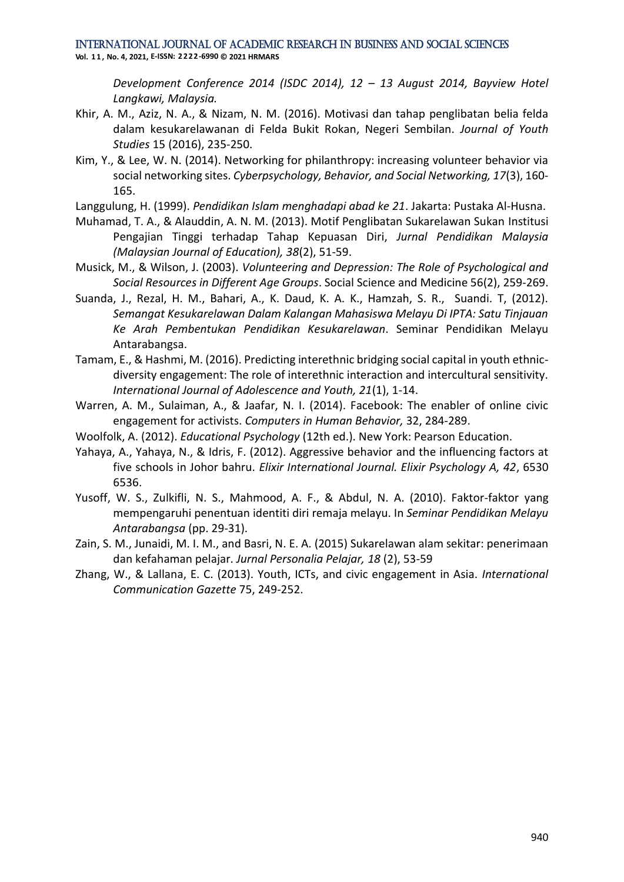*Development Conference 2014 (ISDC 2014), 12 – 13 August 2014, Bayview Hotel Langkawi, Malaysia.*

Khir, A. M., Aziz, N. A., & Nizam, N. M. (2016). Motivasi dan tahap penglibatan belia felda dalam kesukarelawanan di Felda Bukit Rokan, Negeri Sembilan. *Journal of Youth Studies* 15 (2016), 235-250.

Kim, Y., & Lee, W. N. (2014). Networking for philanthropy: increasing volunteer behavior via social networking sites. *Cyberpsychology, Behavior, and Social Networking, 17*(3), 160-165.

Langgulung, H. (1999). *Pendidikan Islam menghadapi abad ke 21*. Jakarta: Pustaka Al-Husna.

Muhamad, T. A., & Alauddin, A. N. M. (2013). Motif Penglibatan Sukarelawan Sukan Institusi Pengajian Tinggi terhadap Tahap Kepuasan Diri, *Jurnal Pendidikan Malaysia (Malaysian Journal of Education), 38*(2), 51-59.

Musick, M., & Wilson, J. (2003). *Volunteering and Depression: The Role of Psychological and Social Resources in Different Age Groups*. Social Science and Medicine 56(2), 259-269.

Suanda, J., Rezal, H. M., Bahari, A., K. Daud, K. A. K., Hamzah, S. R., Suandi. T, (2012). *Semangat Kesukarelawan Dalam Kalangan Mahasiswa Melayu Di IPTA: Satu Tinjauan Ke Arah Pembentukan Pendidikan Kesukarelawan*. Seminar Pendidikan Melayu Antarabangsa.

Tamam, E., & Hashmi, M. (2016). Predicting interethnic bridging social capital in youth ethnic-diversity engagement: The role of interethnic interaction and intercultural sensitivity. *International Journal of Adolescence and Youth, 21*(1), 1-14.

Warren, A. M., Sulaiman, A., & Jaafar, N. I. (2014). Facebook: The enabler of online civic engagement for activists. *Computers in Human Behavior,* 32, 284-289.

Woolfolk, A. (2012). *Educational Psychology* (12th ed.). New York: Pearson Education.

Yahaya, A., Yahaya, N., & Idris, F. (2012). Aggressive behavior and the influencing factors at five schools in Johor bahru. *Elixir International Journal. Elixir Psychology A, 42*, 6530 6536.

Yusoff, W. S., Zulkifli, N. S., Mahmood, A. F., & Abdul, N. A. (2010). Faktor-faktor yang mempengaruhi penentuan identiti diri remaja melayu. In *Seminar Pendidikan Melayu Antarabangsa* (pp. 29-31).

Zain, S. M., Junaidi, M. I. M., and Basri, N. E. A. (2015) Sukarelawan alam sekitar: penerimaan dan kefahaman pelajar. *Jurnal Personalia Pelajar, 18* (2), 53-59

Zhang, W., & Lallana, E. C. (2013). Youth, ICTs, and civic engagement in Asia. *International Communication Gazette* 75, 249-252.